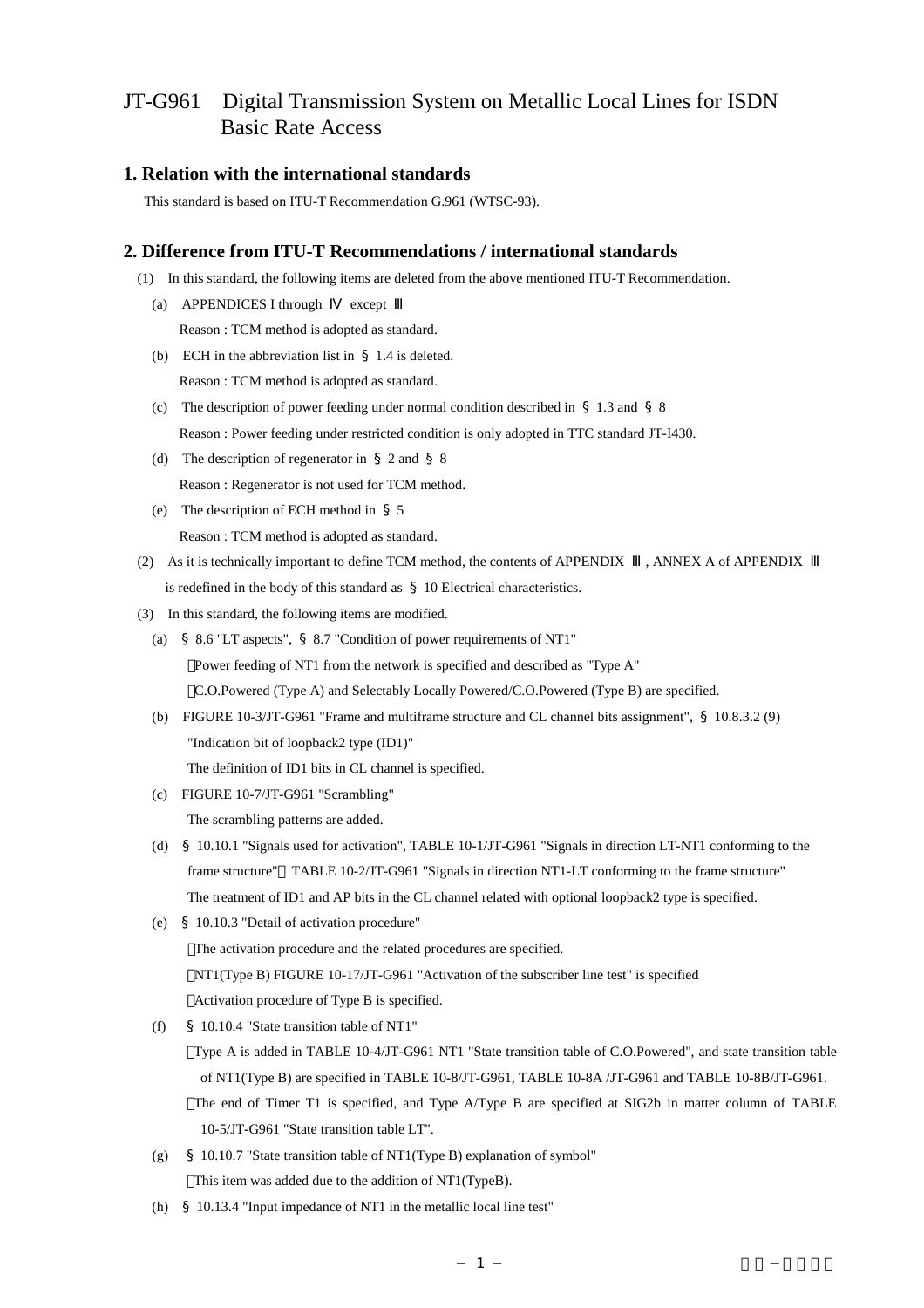# JT-G961 Digital Transmission System on Metallic Local Lines for ISDN Basic Rate Access

## 1. Relation with the international standards

This standard is based on ITU-T Recommendation G.961 (WTSC-93).

## 2. Difference from ITU-T Recommendations / international standards

(1) In this standard, the following items are deleted from the above mentioned ITU-T Recommendation.

(a) APPENDICES I through Ⅳ except Ⅲ

Reason : TCM method is adopted as standard.

(b) ECH in the abbreviation list in § 1.4 is deleted.

Reason : TCM method is adopted as standard.

(c) The description of power feeding under normal condition described in § 1.3 and § 8

Reason : Power feeding under restricted condition is only adopted in TTC standard JT-I430.

(d) The description of regenerator in § 2 and § 8

Reason : Regenerator is not used for TCM method.

(e) The description of ECH method in § 5

Reason : TCM method is adopted as standard.

(2) As it is technically important to define TCM method, the contents of APPENDIX Ⅲ, ANNEX A of APPENDIX Ⅲ is redefined in the body of this standard as § 10 Electrical characteristics.

(3) In this standard, the following items are modified.

(a) § 8.6 "LT aspects", § 8.7 "Condition of power requirements of NT1"

・Power feeding of NT1 from the network is specified and described as "Type A"

・C.O.Powered (Type A) and Selectably Locally Powered/C.O.Powered (Type B) are specified.

(b) FIGURE 10-3/JT-G961 "Frame and multiframe structure and CL channel bits assignment", § 10.8.3.2 (9) "Indication bit of loopback2 type (ID1)"

The definition of ID1 bits in CL channel is specified.

(c) FIGURE 10-7/JT-G961 "Scrambling"

The scrambling patterns are added.

(d) § 10.10.1 "Signals used for activation", TABLE 10-1/JT-G961 "Signals in direction LT-NT1 conforming to the frame structure", TABLE 10-2/JT-G961 "Signals in direction NT1-LT conforming to the frame structure"

The treatment of ID1 and AP bits in the CL channel related with optional loopback2 type is specified.

(e) § 10.10.3 "Detail of activation procedure"

・The activation procedure and the related procedures are specified.

・NT1(Type B) FIGURE 10-17/JT-G961 "Activation of the subscriber line test" is specified

・Activation procedure of Type B is specified.

(f) § 10.10.4 "State transition table of NT1"

・Type A is added in TABLE 10-4/JT-G961 NT1 "State transition table of C.O.Powered", and state transition table of NT1(Type B) are specified in TABLE 10-8/JT-G961, TABLE 10-8A /JT-G961 and TABLE 10-8B/JT-G961.

・The end of Timer T1 is specified, and Type A/Type B are specified at SIG2b in matter column of TABLE 10-5/JT-G961 "State transition table LT".

(g) § 10.10.7 "State transition table of NT1(Type B) explanation of symbol"

・This item was added due to the addition of NT1(TypeB).

(h) § 10.13.4 "Input impedance of NT1 in the metallic local line test"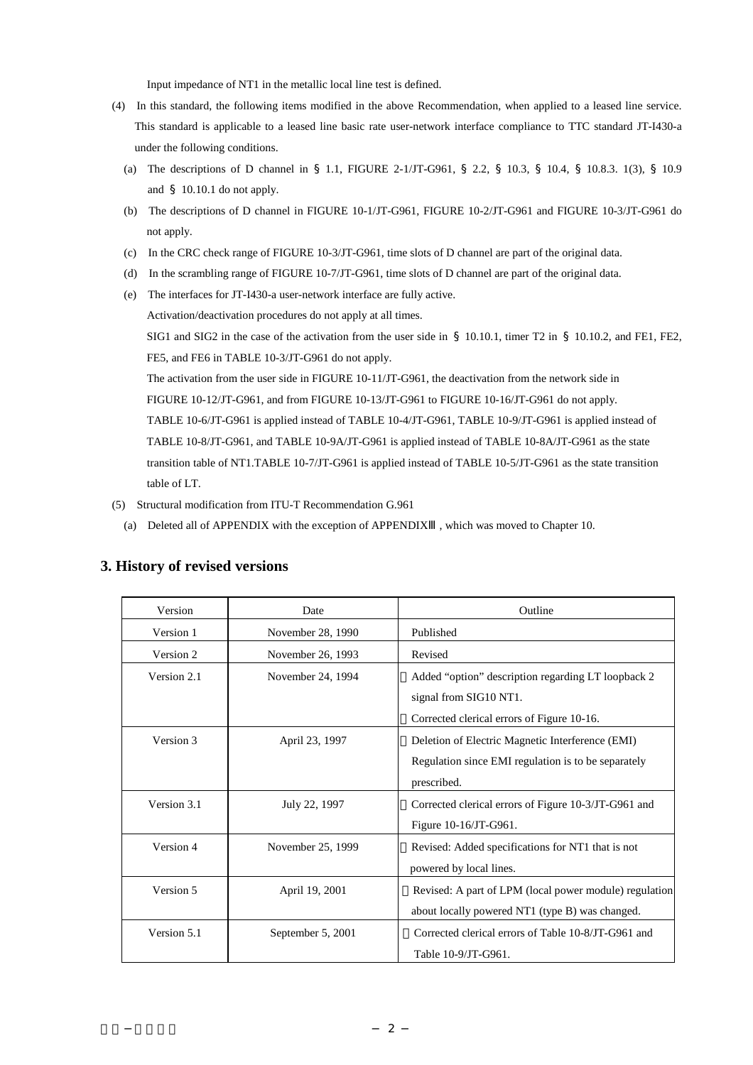Input impedance of NT1 in the metallic local line test is defined.

(4) In this standard, the following items modified in the above Recommendation, when applied to a leased line service. This standard is applicable to a leased line basic rate user-network interface compliance to TTC standard JT-I430-a under the following conditions.

(a) The descriptions of D channel in § 1.1, FIGURE 2-1/JT-G961, § 2.2, § 10.3, § 10.4, § 10.8.3. 1(3), § 10.9 and § 10.10.1 do not apply.

(b) The descriptions of D channel in FIGURE 10-1/JT-G961, FIGURE 10-2/JT-G961 and FIGURE 10-3/JT-G961 do not apply.

(c) In the CRC check range of FIGURE 10-3/JT-G961, time slots of D channel are part of the original data.

(d) In the scrambling range of FIGURE 10-7/JT-G961, time slots of D channel are part of the original data.

(e) The interfaces for JT-I430-a user-network interface are fully active.

Activation/deactivation procedures do not apply at all times.

SIG1 and SIG2 in the case of the activation from the user side in § 10.10.1, timer T2 in § 10.10.2, and FE1, FE2, FE5, and FE6 in TABLE 10-3/JT-G961 do not apply.

The activation from the user side in FIGURE 10-11/JT-G961, the deactivation from the network side in FIGURE 10-12/JT-G961, and from FIGURE 10-13/JT-G961 to FIGURE 10-16/JT-G961 do not apply.

TABLE 10-6/JT-G961 is applied instead of TABLE 10-4/JT-G961, TABLE 10-9/JT-G961 is applied instead of TABLE 10-8/JT-G961, and TABLE 10-9A/JT-G961 is applied instead of TABLE 10-8A/JT-G961 as the state transition table of NT1.TABLE 10-7/JT-G961 is applied instead of TABLE 10-5/JT-G961 as the state transition table of LT.

(5) Structural modification from ITU-T Recommendation G.961

(a) Deleted all of APPENDIX with the exception of APPENDIXⅢ, which was moved to Chapter 10.

## 3. History of revised versions

| Version | Date | Outline |
|---|---|---|
| Version 1 | November 28, 1990 | Published |
| Version 2 | November 26, 1993 | Revised |
| Version 2.1 | November 24, 1994 | ・Added "option" description regarding LT loopback 2 signal from SIG10 NT1.<br>・Corrected clerical errors of Figure 10-16. |
| Version 3 | April 23, 1997 | ・Deletion of Electric Magnetic Interference (EMI) Regulation since EMI regulation is to be separately prescribed. |
| Version 3.1 | July 22, 1997 | ・Corrected clerical errors of Figure 10-3/JT-G961 and Figure 10-16/JT-G961. |
| Version 4 | November 25, 1999 | ・Revised: Added specifications for NT1 that is not powered by local lines. |
| Version 5 | April 19, 2001 | ・Revised: A part of LPM (local power module) regulation about locally powered NT1 (type B) was changed. |
| Version 5.1 | September 5, 2001 | ・Corrected clerical errors of Table 10-8/JT-G961 and Table 10-9/JT-G961. |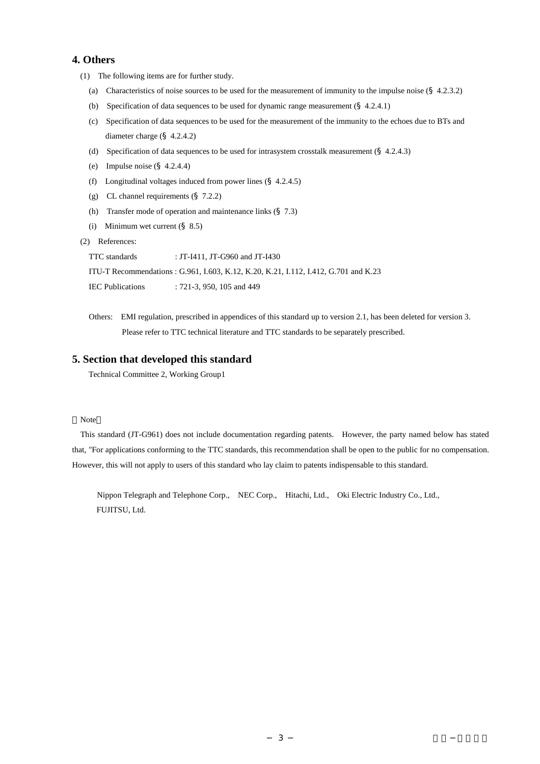## 4. Others

(1) The following items are for further study.

(a) Characteristics of noise sources to be used for the measurement of immunity to the impulse noise (§ 4.2.3.2)

(b) Specification of data sequences to be used for dynamic range measurement (§ 4.2.4.1)

(c) Specification of data sequences to be used for the measurement of the immunity to the echoes due to BTs and diameter charge (§ 4.2.4.2)

(d) Specification of data sequences to be used for intrasystem crosstalk measurement (§ 4.2.4.3)

(e) Impulse noise (§ 4.2.4.4)

(f) Longitudinal voltages induced from power lines (§ 4.2.4.5)

(g) CL channel requirements (§ 7.2.2)

(h) Transfer mode of operation and maintenance links (§ 7.3)

(i) Minimum wet current (§ 8.5)

(2) References:

TTC standards : JT-I411, JT-G960 and JT-I430

ITU-T Recommendations : G.961, I.603, K.12, K.20, K.21, I.112, I.412, G.701 and K.23

IEC Publications : 721-3, 950, 105 and 449

Others: EMI regulation, prescribed in appendices of this standard up to version 2.1, has been deleted for version 3. Please refer to TTC technical literature and TTC standards to be separately prescribed.

## 5. Section that developed this standard

Technical Committee 2, Working Group1

〈Note〉

This standard (JT-G961) does not include documentation regarding patents. However, the party named below has stated that, "For applications conforming to the TTC standards, this recommendation shall be open to the public for no compensation. However, this will not apply to users of this standard who lay claim to patents indispensable to this standard.

Nippon Telegraph and Telephone Corp., NEC Corp., Hitachi, Ltd., Oki Electric Industry Co., Ltd., FUJITSU, Ltd.